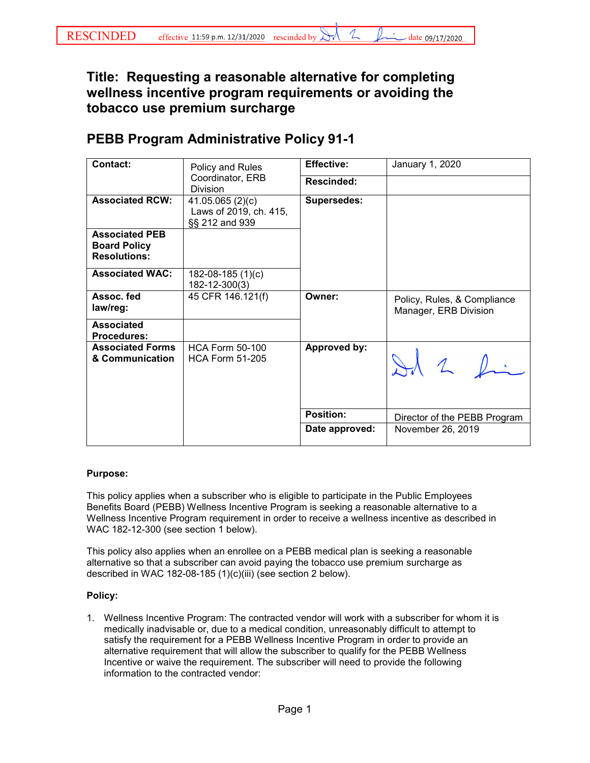RESCINDED effective 11:59 p.m. 12/31/2020 rescinded by [signature] date 09/17/2020

# Title: Requesting a reasonable alternative for completing wellness incentive program requirements or avoiding the tobacco use premium surcharge

## PEBB Program Administrative Policy 91-1

| | | | |
|---|---|---|---|
| **Contact:** | Policy and Rules Coordinator, ERB Division | **Effective:** | January 1, 2020 |
| | | **Rescinded:** | |
| **Associated RCW:** | 41.05.065 (2)(c) Laws of 2019, ch. 415, §§ 212 and 939 | **Supersedes:** | |
| **Associated PEB Board Policy Resolutions:** | | | |
| **Associated WAC:** | 182-08-185 (1)(c) 182-12-300(3) | | |
| **Assoc. fed law/reg:** | 45 CFR 146.121(f) | **Owner:** | Policy, Rules, & Compliance Manager, ERB Division |
| **Associated Procedures:** | | | |
| **Associated Forms & Communication** | HCA Form 50-100 HCA Form 51-205 | **Approved by:** | [signature] |
| | | **Position:** | Director of the PEBB Program |
| | | **Date approved:** | November 26, 2019 |

**Purpose:**

This policy applies when a subscriber who is eligible to participate in the Public Employees Benefits Board (PEBB) Wellness Incentive Program is seeking a reasonable alternative to a Wellness Incentive Program requirement in order to receive a wellness incentive as described in WAC 182-12-300 (see section 1 below).

This policy also applies when an enrollee on a PEBB medical plan is seeking a reasonable alternative so that a subscriber can avoid paying the tobacco use premium surcharge as described in WAC 182-08-185 (1)(c)(iii) (see section 2 below).

**Policy:**

1. Wellness Incentive Program: The contracted vendor will work with a subscriber for whom it is medically inadvisable or, due to a medical condition, unreasonably difficult to attempt to satisfy the requirement for a PEBB Wellness Incentive Program in order to provide an alternative requirement that will allow the subscriber to qualify for the PEBB Wellness Incentive or waive the requirement. The subscriber will need to provide the following information to the contracted vendor: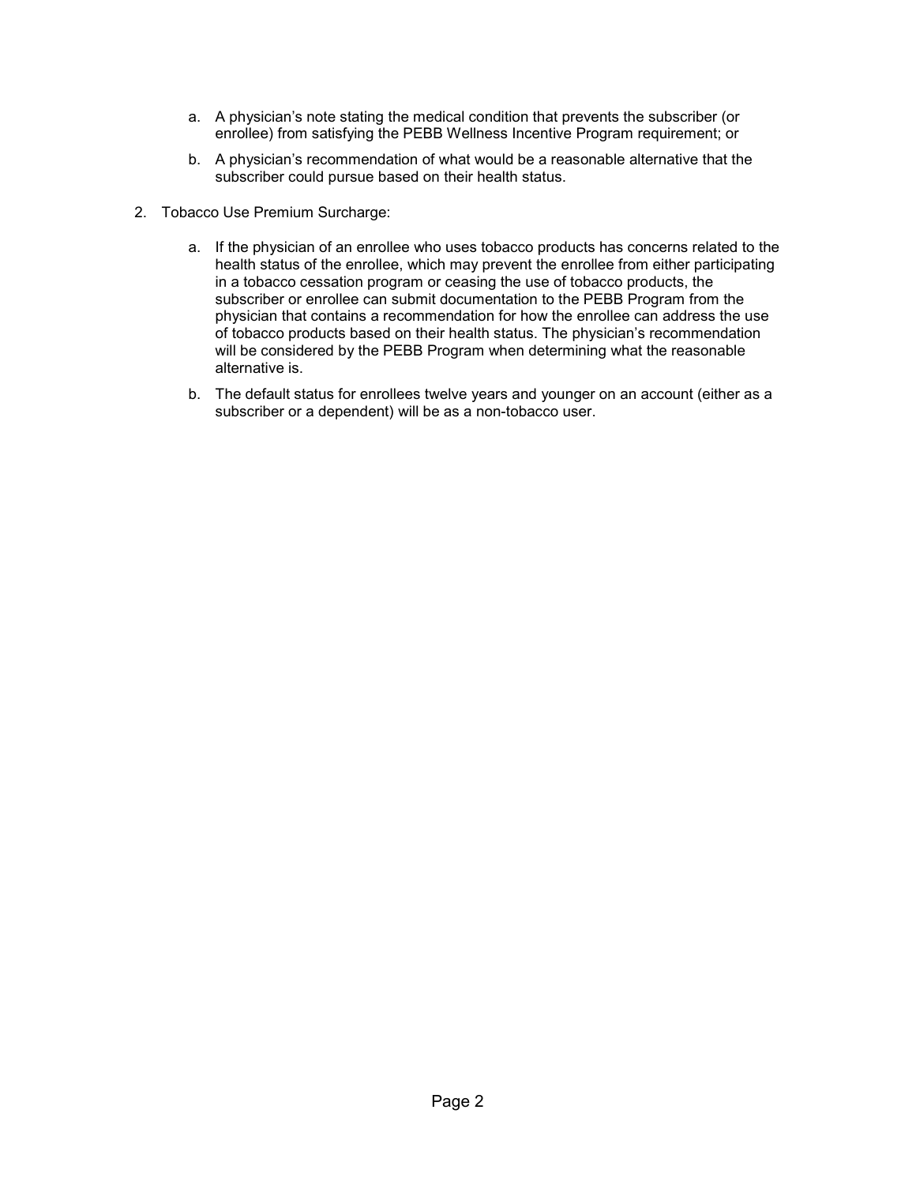a. A physician's note stating the medical condition that prevents the subscriber (or enrollee) from satisfying the PEBB Wellness Incentive Program requirement; or

   b. A physician's recommendation of what would be a reasonable alternative that the subscriber could pursue based on their health status.

2. Tobacco Use Premium Surcharge:

   a. If the physician of an enrollee who uses tobacco products has concerns related to the health status of the enrollee, which may prevent the enrollee from either participating in a tobacco cessation program or ceasing the use of tobacco products, the subscriber or enrollee can submit documentation to the PEBB Program from the physician that contains a recommendation for how the enrollee can address the use of tobacco products based on their health status. The physician's recommendation will be considered by the PEBB Program when determining what the reasonable alternative is.

   b. The default status for enrollees twelve years and younger on an account (either as a subscriber or a dependent) will be as a non-tobacco user.